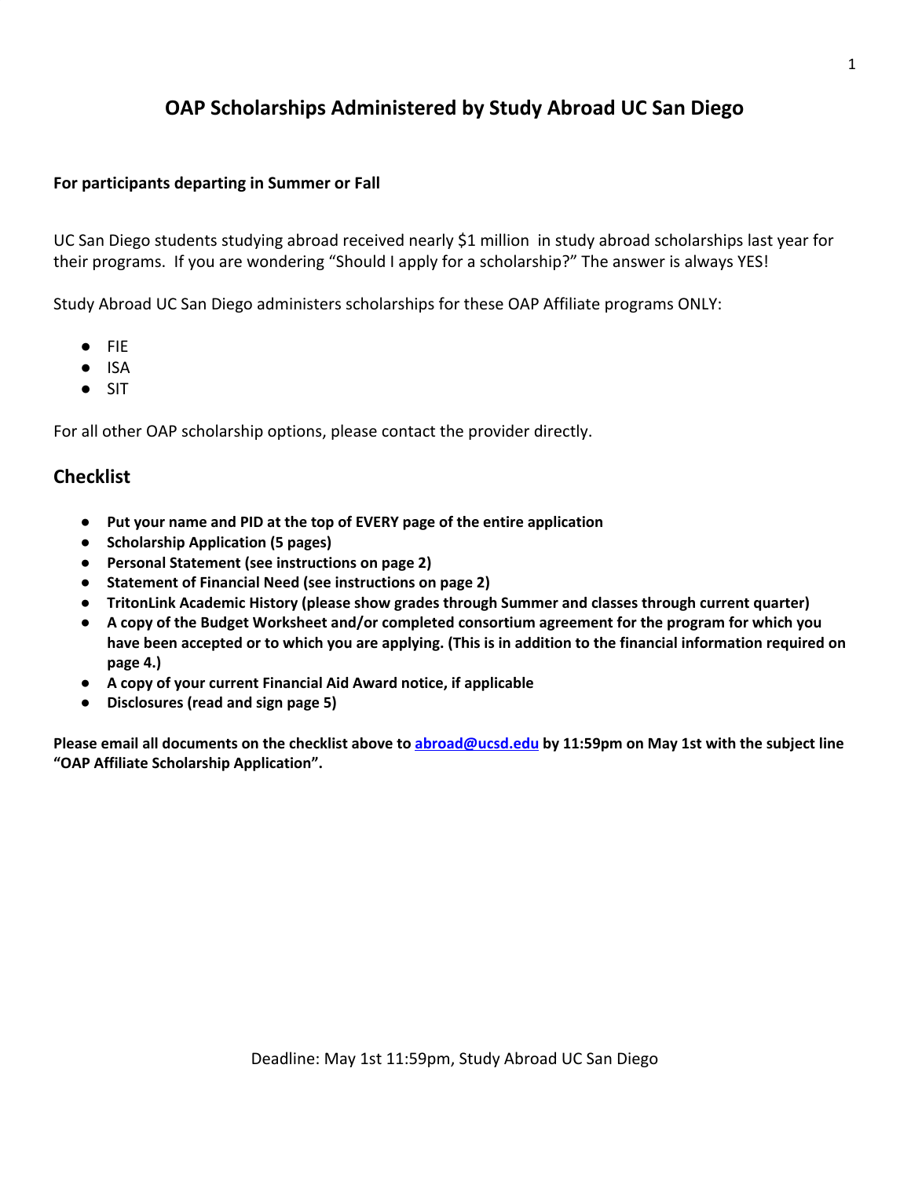# OAP Scholarships Administered by Study Abroad UC San Diego

**For participants departing in Summer or Fall**

UC San Diego students studying abroad received nearly $1 million in study abroad scholarships last year for their programs. If you are wondering "Should I apply for a scholarship?" The answer is always YES!

Study Abroad UC San Diego administers scholarships for these OAP Affiliate programs ONLY:

- FIE
- ISA
- SIT

For all other OAP scholarship options, please contact the provider directly.

## Checklist

- **Put your name and PID at the top of EVERY page of the entire application**
- **Scholarship Application (5 pages)**
- **Personal Statement (see instructions on page 2)**
- **Statement of Financial Need (see instructions on page 2)**
- **TritonLink Academic History (please show grades through Summer and classes through current quarter)**
- **A copy of the Budget Worksheet and/or completed consortium agreement for the program for which you have been accepted or to which you are applying. (This is in addition to the financial information required on page 4.)**
- **A copy of your current Financial Aid Award notice, if applicable**
- **Disclosures (read and sign page 5)**

**Please email all documents on the checklist above to abroad@ucsd.edu by 11:59pm on May 1st with the subject line "OAP Affiliate Scholarship Application".**

Deadline: May 1st 11:59pm, Study Abroad UC San Diego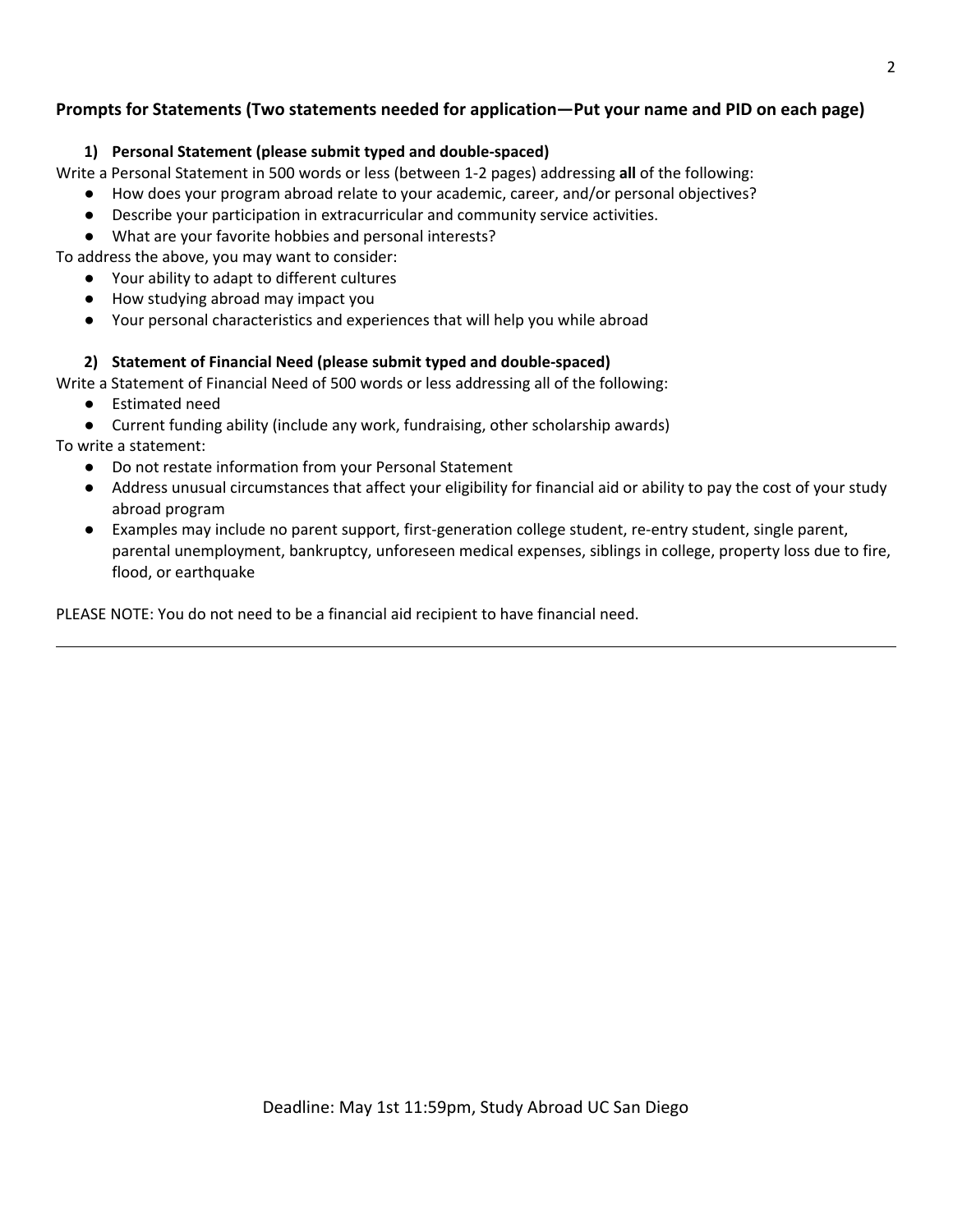**Prompts for Statements (Two statements needed for application—Put your name and PID on each page)**

1) **Personal Statement (please submit typed and double-spaced)**

Write a Personal Statement in 500 words or less (between 1-2 pages) addressing **all** of the following:

- How does your program abroad relate to your academic, career, and/or personal objectives?
- Describe your participation in extracurricular and community service activities.
- What are your favorite hobbies and personal interests?

To address the above, you may want to consider:

- Your ability to adapt to different cultures
- How studying abroad may impact you
- Your personal characteristics and experiences that will help you while abroad

2) **Statement of Financial Need (please submit typed and double-spaced)**

Write a Statement of Financial Need of 500 words or less addressing all of the following:

- Estimated need
- Current funding ability (include any work, fundraising, other scholarship awards)

To write a statement:

- Do not restate information from your Personal Statement
- Address unusual circumstances that affect your eligibility for financial aid or ability to pay the cost of your study abroad program
- Examples may include no parent support, first-generation college student, re-entry student, single parent, parental unemployment, bankruptcy, unforeseen medical expenses, siblings in college, property loss due to fire, flood, or earthquake

PLEASE NOTE: You do not need to be a financial aid recipient to have financial need.

---

Deadline: May 1st 11:59pm, Study Abroad UC San Diego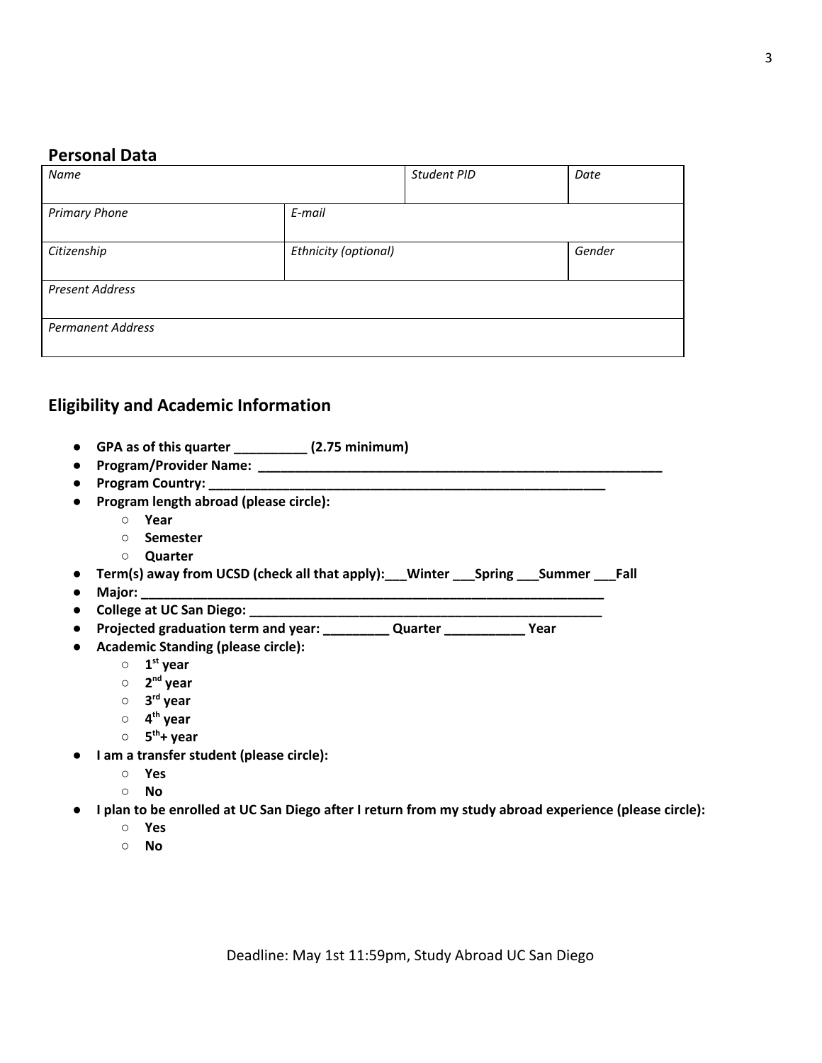## Personal Data

| *Name* | | *Student PID* | *Date* |
|---|---|---|---|
| *Primary Phone* | *E-mail* | | |
| *Citizenship* | *Ethnicity (optional)* | | *Gender* |
| *Present Address* | | | |
| *Permanent Address* | | | |

## Eligibility and Academic Information

- **GPA as of this quarter __________ (2.75 minimum)**
- **Program/Provider Name: ___________________________________________________________**
- **Program Country: _________________________________________________________**
- **Program length abroad (please circle):**
  - **Year**
  - **Semester**
  - **Quarter**
- **Term(s) away from UCSD (check all that apply):___Winter ___Spring ___Summer ___Fall**
- **Major: ____________________________________________________________________**
- **College at UC San Diego: ___________________________________________________**
- **Projected graduation term and year: _________ Quarter ___________ Year**
- **Academic Standing (please circle):**
  - **1st year**
  - **2nd year**
  - **3rd year**
  - **4th year**
  - **5th+ year**
- **I am a transfer student (please circle):**
  - **Yes**
  - **No**
- **I plan to be enrolled at UC San Diego after I return from my study abroad experience (please circle):**
  - **Yes**
  - **No**

Deadline: May 1st 11:59pm, Study Abroad UC San Diego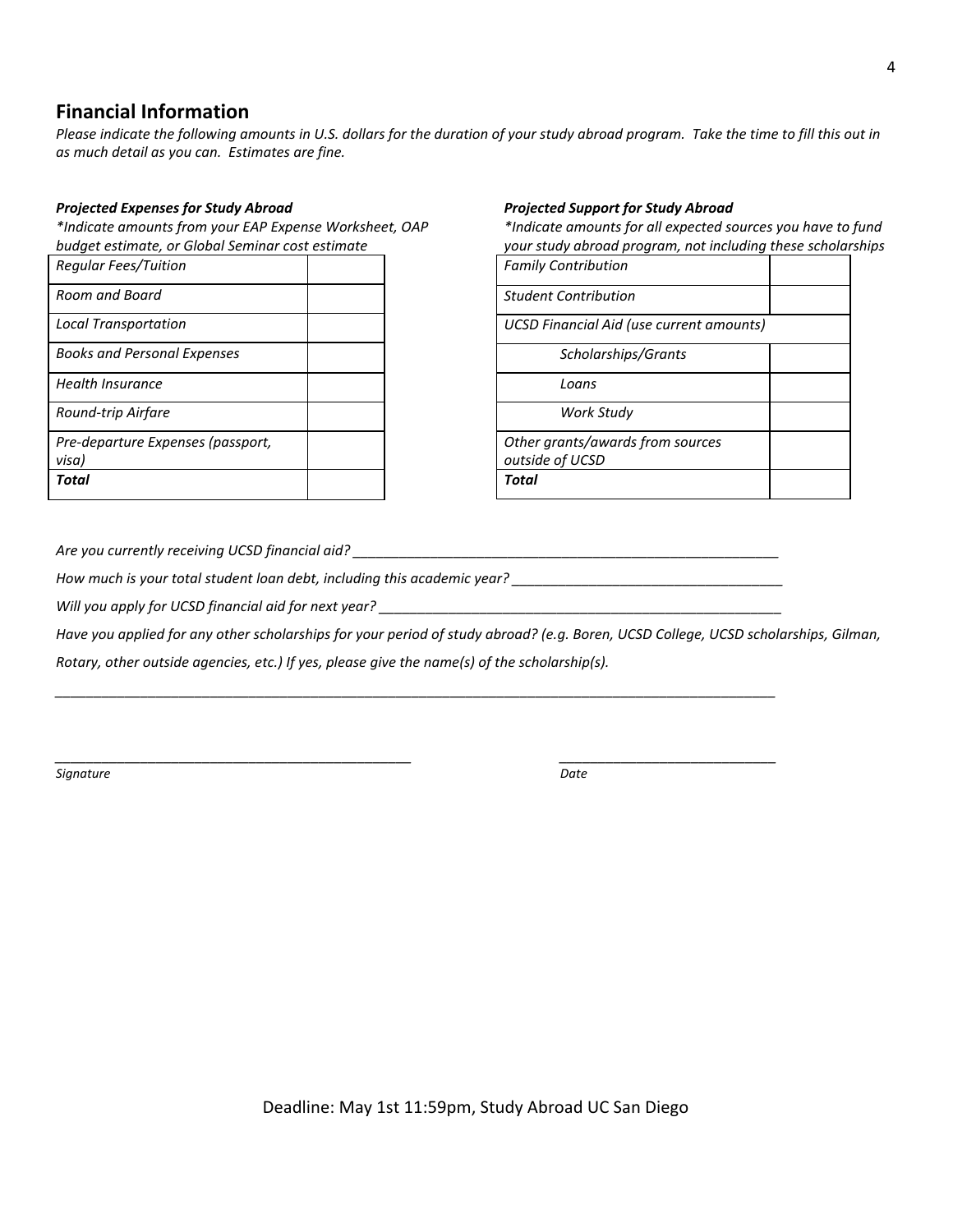## Financial Information

*Please indicate the following amounts in U.S. dollars for the duration of your study abroad program. Take the time to fill this out in as much detail as you can. Estimates are fine.*

***Projected Expenses for Study Abroad***

*\*Indicate amounts from your EAP Expense Worksheet, OAP budget estimate, or Global Seminar cost estimate*

| | |
|---|---|
| *Regular Fees/Tuition* | |
| *Room and Board* | |
| *Local Transportation* | |
| *Books and Personal Expenses* | |
| *Health Insurance* | |
| *Round-trip Airfare* | |
| *Pre-departure Expenses (passport, visa)* | |
| ***Total*** | |

***Projected Support for Study Abroad***

*\*Indicate amounts for all expected sources you have to fund your study abroad program, not including these scholarships*

| | |
|---|---|
| *Family Contribution* | |
| *Student Contribution* | |
| *UCSD Financial Aid (use current amounts)* | |
| *Scholarships/Grants* | |
| *Loans* | |
| *Work Study* | |
| *Other grants/awards from sources outside of UCSD* | |
| ***Total*** | |

*Are you currently receiving UCSD financial aid?* ________________________________________________________

*How much is your total student loan debt, including this academic year?* ____________________________________

*Will you apply for UCSD financial aid for next year?* _____________________________________________________

*Have you applied for any other scholarships for your period of study abroad? (e.g. Boren, UCSD College, UCSD scholarships, Gilman, Rotary, other outside agencies, etc.) If yes, please give the name(s) of the scholarship(s).*

_______________________________________________________________________________________________

________________________________________________ ______________________________

*Signature* *Date*

Deadline: May 1st 11:59pm, Study Abroad UC San Diego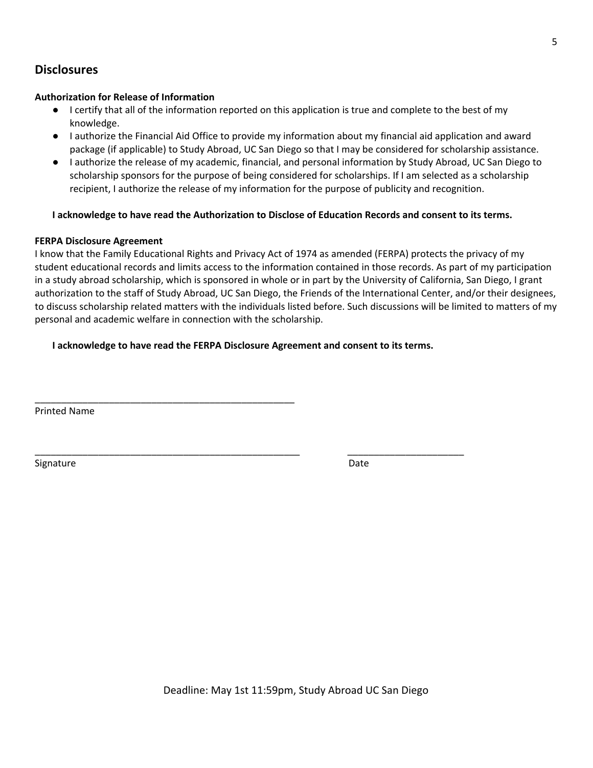## Disclosures

**Authorization for Release of Information**

- I certify that all of the information reported on this application is true and complete to the best of my knowledge.
- I authorize the Financial Aid Office to provide my information about my financial aid application and award package (if applicable) to Study Abroad, UC San Diego so that I may be considered for scholarship assistance.
- I authorize the release of my academic, financial, and personal information by Study Abroad, UC San Diego to scholarship sponsors for the purpose of being considered for scholarships. If I am selected as a scholarship recipient, I authorize the release of my information for the purpose of publicity and recognition.

**I acknowledge to have read the Authorization to Disclose of Education Records and consent to its terms.**

**FERPA Disclosure Agreement**

I know that the Family Educational Rights and Privacy Act of 1974 as amended (FERPA) protects the privacy of my student educational records and limits access to the information contained in those records. As part of my participation in a study abroad scholarship, which is sponsored in whole or in part by the University of California, San Diego, I grant authorization to the staff of Study Abroad, UC San Diego, the Friends of the International Center, and/or their designees, to discuss scholarship related matters with the individuals listed before. Such discussions will be limited to matters of my personal and academic welfare in connection with the scholarship.

**I acknowledge to have read the FERPA Disclosure Agreement and consent to its terms.**

\_\_\_\_\_\_\_\_\_\_\_\_\_\_\_\_\_\_\_\_\_\_\_\_\_\_\_\_\_\_\_\_\_\_\_\_\_\_\_\_\_\_\_\_\_\_\_\_

Printed Name

\_\_\_\_\_\_\_\_\_\_\_\_\_\_\_\_\_\_\_\_\_\_\_\_\_\_\_\_\_\_\_\_\_\_\_\_\_\_\_\_\_\_\_\_\_\_\_\_ \_\_\_\_\_\_\_\_\_\_\_\_\_\_\_\_\_\_\_\_\_\_

Signature Date

Deadline: May 1st 11:59pm, Study Abroad UC San Diego